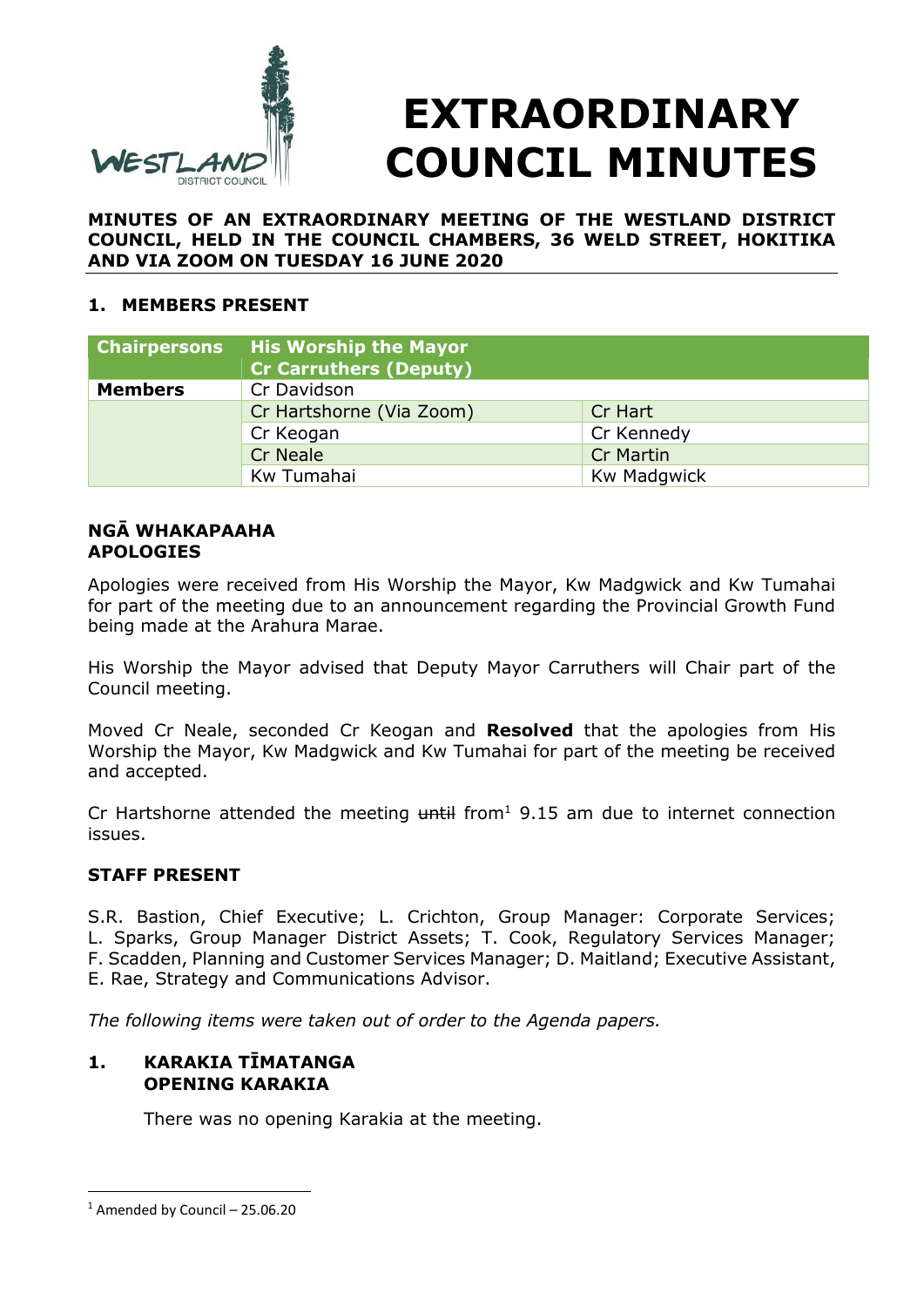# EXTRAORDINARY COUNCIL MINUTES

**MINUTES OF AN EXTRAORDINARY MEETING OF THE WESTLAND DISTRICT COUNCIL, HELD IN THE COUNCIL CHAMBERS, 36 WELD STREET, HOKITIKA AND VIA ZOOM ON TUESDAY 16 JUNE 2020**

## 1. MEMBERS PRESENT

| Chairpersons | His Worship the Mayor<br>Cr Carruthers (Deputy) | |
|---|---|---|
| **Members** | Cr Davidson | |
| | Cr Hartshorne (Via Zoom) | Cr Hart |
| | Cr Keogan | Cr Kennedy |
| | Cr Neale | Cr Martin |
| | Kw Tumahai | Kw Madgwick |

**NGĀ WHAKAPAAHA**
**APOLOGIES**

Apologies were received from His Worship the Mayor, Kw Madgwick and Kw Tumahai for part of the meeting due to an announcement regarding the Provincial Growth Fund being made at the Arahura Marae.

His Worship the Mayor advised that Deputy Mayor Carruthers will Chair part of the Council meeting.

Moved Cr Neale, seconded Cr Keogan and **Resolved** that the apologies from His Worship the Mayor, Kw Madgwick and Kw Tumahai for part of the meeting be received and accepted.

Cr Hartshorne attended the meeting ~~until~~ from[1] 9.15 am due to internet connection issues.

**STAFF PRESENT**

S.R. Bastion, Chief Executive; L. Crichton, Group Manager: Corporate Services; L. Sparks, Group Manager District Assets; T. Cook, Regulatory Services Manager; F. Scadden, Planning and Customer Services Manager; D. Maitland; Executive Assistant, E. Rae, Strategy and Communications Advisor.

*The following items were taken out of order to the Agenda papers.*

## 1. KARAKIA TĪMATANGA
## OPENING KARAKIA

There was no opening Karakia at the meeting.

[1] Amended by Council – 25.06.20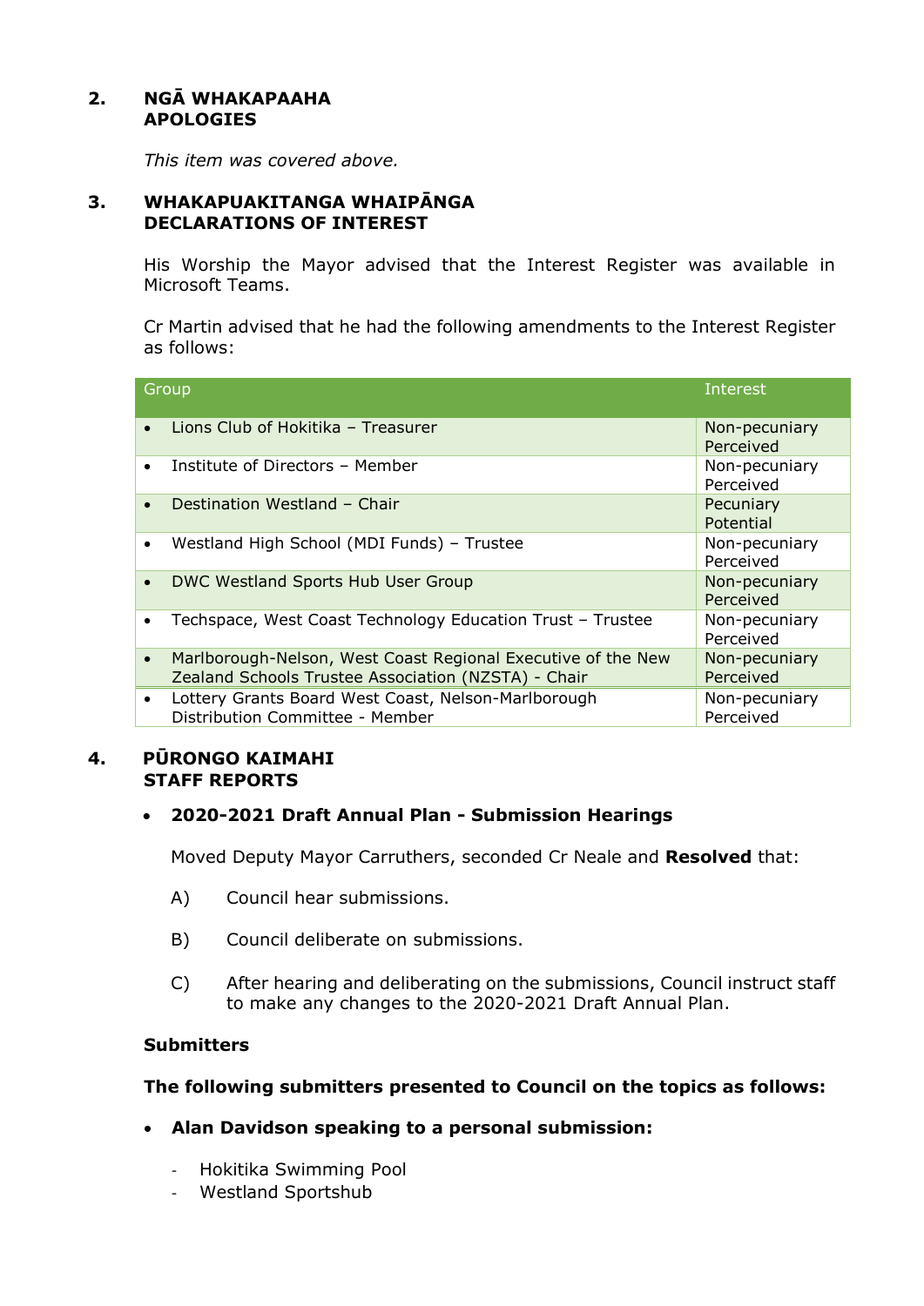## 2. NGĀ WHAKAPAAHA APOLOGIES

*This item was covered above.*

## 3. WHAKAPUAKITANGA WHAIPĀNGA DECLARATIONS OF INTEREST

His Worship the Mayor advised that the Interest Register was available in Microsoft Teams.

Cr Martin advised that he had the following amendments to the Interest Register as follows:

| Group | Interest |
|---|---|
| • Lions Club of Hokitika – Treasurer | Non-pecuniary Perceived |
| • Institute of Directors – Member | Non-pecuniary Perceived |
| • Destination Westland – Chair | Pecuniary Potential |
| • Westland High School (MDI Funds) – Trustee | Non-pecuniary Perceived |
| • DWC Westland Sports Hub User Group | Non-pecuniary Perceived |
| • Techspace, West Coast Technology Education Trust – Trustee | Non-pecuniary Perceived |
| • Marlborough-Nelson, West Coast Regional Executive of the New Zealand Schools Trustee Association (NZSTA) - Chair | Non-pecuniary Perceived |
| • Lottery Grants Board West Coast, Nelson-Marlborough Distribution Committee - Member | Non-pecuniary Perceived |

## 4. PŪRONGO KAIMAHI STAFF REPORTS

- **2020-2021 Draft Annual Plan - Submission Hearings**

  Moved Deputy Mayor Carruthers, seconded Cr Neale and **Resolved** that:

  A) Council hear submissions.

  B) Council deliberate on submissions.

  C) After hearing and deliberating on the submissions, Council instruct staff to make any changes to the 2020-2021 Draft Annual Plan.

**Submitters**

**The following submitters presented to Council on the topics as follows:**

- **Alan Davidson speaking to a personal submission:**
  - Hokitika Swimming Pool
  - Westland Sportshub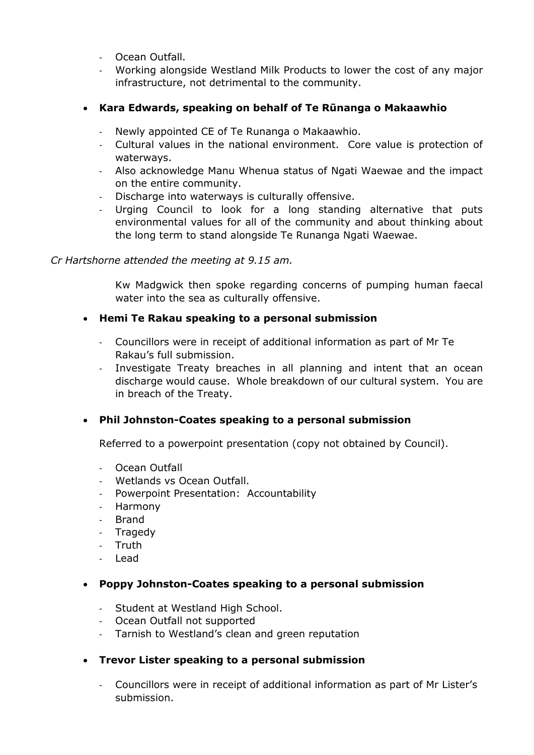- Ocean Outfall.
- Working alongside Westland Milk Products to lower the cost of any major infrastructure, not detrimental to the community.

- **Kara Edwards, speaking on behalf of Te Rūnanga o Makaawhio**

  - Newly appointed CE of Te Runanga o Makaawhio.
  - Cultural values in the national environment. Core value is protection of waterways.
  - Also acknowledge Manu Whenua status of Ngati Waewae and the impact on the entire community.
  - Discharge into waterways is culturally offensive.
  - Urging Council to look for a long standing alternative that puts environmental values for all of the community and about thinking about the long term to stand alongside Te Runanga Ngati Waewae.

*Cr Hartshorne attended the meeting at 9.15 am.*

Kw Madgwick then spoke regarding concerns of pumping human faecal water into the sea as culturally offensive.

- **Hemi Te Rakau speaking to a personal submission**

  - Councillors were in receipt of additional information as part of Mr Te Rakau's full submission.
  - Investigate Treaty breaches in all planning and intent that an ocean discharge would cause. Whole breakdown of our cultural system. You are in breach of the Treaty.

- **Phil Johnston-Coates speaking to a personal submission**

  Referred to a powerpoint presentation (copy not obtained by Council).

  - Ocean Outfall
  - Wetlands vs Ocean Outfall.
  - Powerpoint Presentation: Accountability
  - Harmony
  - Brand
  - Tragedy
  - Truth
  - Lead

- **Poppy Johnston-Coates speaking to a personal submission**

  - Student at Westland High School.
  - Ocean Outfall not supported
  - Tarnish to Westland's clean and green reputation

- **Trevor Lister speaking to a personal submission**

  - Councillors were in receipt of additional information as part of Mr Lister's submission.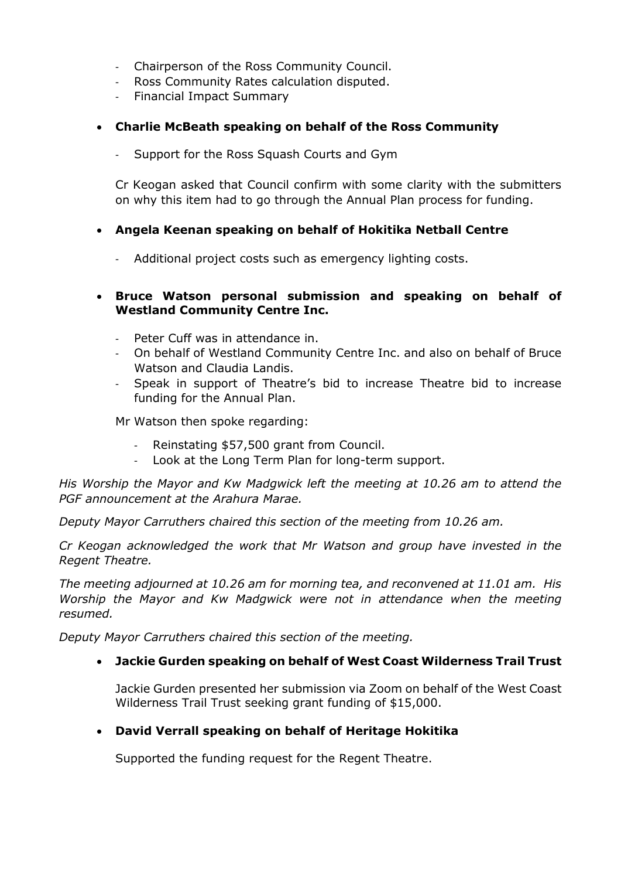- Chairperson of the Ross Community Council.
- Ross Community Rates calculation disputed.
- Financial Impact Summary

- **Charlie McBeath speaking on behalf of the Ross Community**

  - Support for the Ross Squash Courts and Gym

  Cr Keogan asked that Council confirm with some clarity with the submitters on why this item had to go through the Annual Plan process for funding.

- **Angela Keenan speaking on behalf of Hokitika Netball Centre**

  - Additional project costs such as emergency lighting costs.

- **Bruce Watson personal submission and speaking on behalf of Westland Community Centre Inc.**

  - Peter Cuff was in attendance in.
  - On behalf of Westland Community Centre Inc. and also on behalf of Bruce Watson and Claudia Landis.
  - Speak in support of Theatre's bid to increase Theatre bid to increase funding for the Annual Plan.

  Mr Watson then spoke regarding:

  - Reinstating $57,500 grant from Council.
  - Look at the Long Term Plan for long-term support.

*His Worship the Mayor and Kw Madgwick left the meeting at 10.26 am to attend the PGF announcement at the Arahura Marae.*

*Deputy Mayor Carruthers chaired this section of the meeting from 10.26 am.*

*Cr Keogan acknowledged the work that Mr Watson and group have invested in the Regent Theatre.*

*The meeting adjourned at 10.26 am for morning tea, and reconvened at 11.01 am. His Worship the Mayor and Kw Madgwick were not in attendance when the meeting resumed.*

*Deputy Mayor Carruthers chaired this section of the meeting.*

- **Jackie Gurden speaking on behalf of West Coast Wilderness Trail Trust**

  Jackie Gurden presented her submission via Zoom on behalf of the West Coast Wilderness Trail Trust seeking grant funding of $15,000.

- **David Verrall speaking on behalf of Heritage Hokitika**

  Supported the funding request for the Regent Theatre.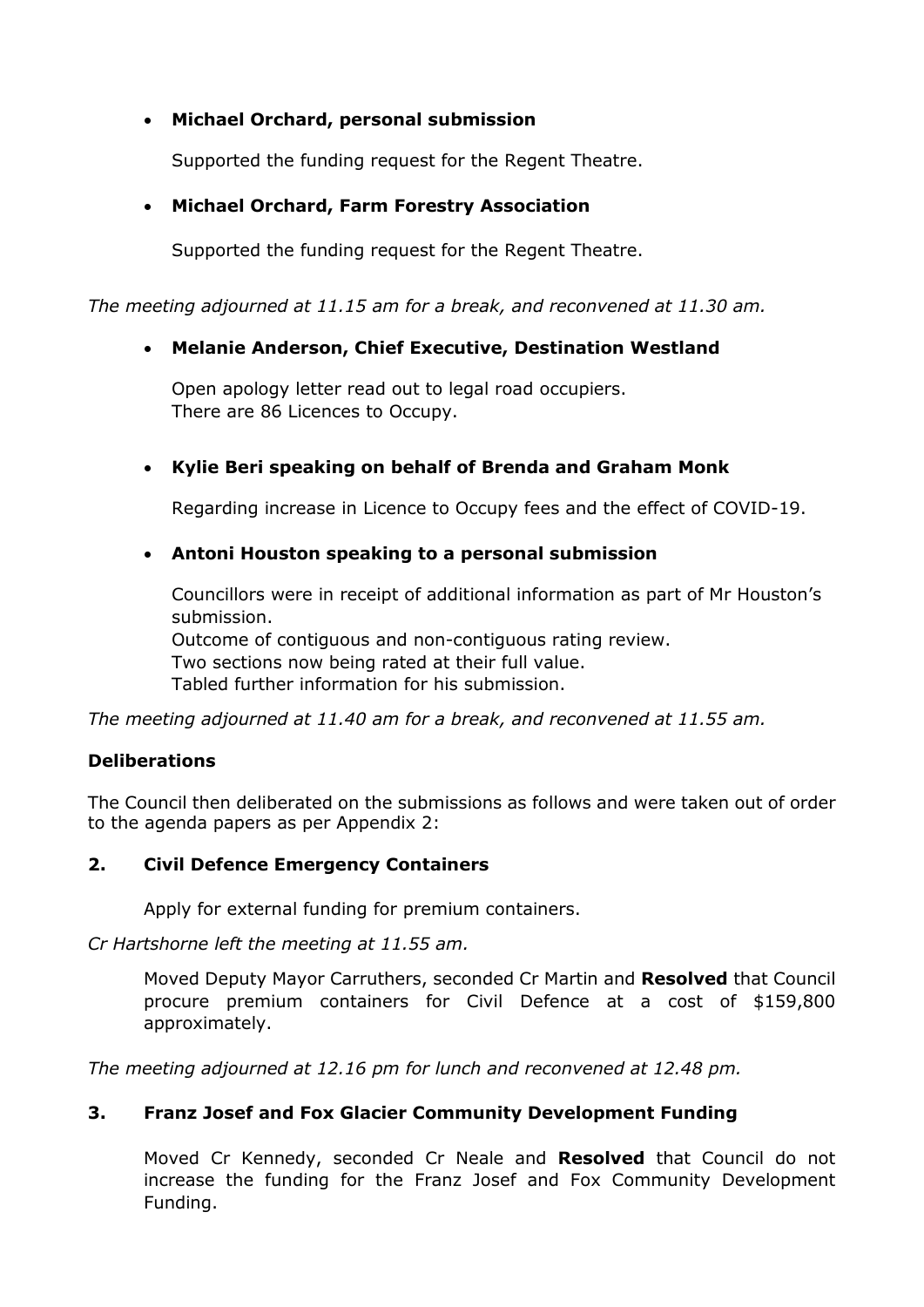- **Michael Orchard, personal submission**

  Supported the funding request for the Regent Theatre.

- **Michael Orchard, Farm Forestry Association**

  Supported the funding request for the Regent Theatre.

*The meeting adjourned at 11.15 am for a break, and reconvened at 11.30 am.*

- **Melanie Anderson, Chief Executive, Destination Westland**

  Open apology letter read out to legal road occupiers.
  There are 86 Licences to Occupy.

- **Kylie Beri speaking on behalf of Brenda and Graham Monk**

  Regarding increase in Licence to Occupy fees and the effect of COVID-19.

- **Antoni Houston speaking to a personal submission**

  Councillors were in receipt of additional information as part of Mr Houston's submission.
  Outcome of contiguous and non-contiguous rating review.
  Two sections now being rated at their full value.
  Tabled further information for his submission.

*The meeting adjourned at 11.40 am for a break, and reconvened at 11.55 am.*

**Deliberations**

The Council then deliberated on the submissions as follows and were taken out of order to the agenda papers as per Appendix 2:

**2. Civil Defence Emergency Containers**

Apply for external funding for premium containers.

*Cr Hartshorne left the meeting at 11.55 am.*

Moved Deputy Mayor Carruthers, seconded Cr Martin and **Resolved** that Council procure premium containers for Civil Defence at a cost of $159,800 approximately.

*The meeting adjourned at 12.16 pm for lunch and reconvened at 12.48 pm.*

**3. Franz Josef and Fox Glacier Community Development Funding**

Moved Cr Kennedy, seconded Cr Neale and **Resolved** that Council do not increase the funding for the Franz Josef and Fox Community Development Funding.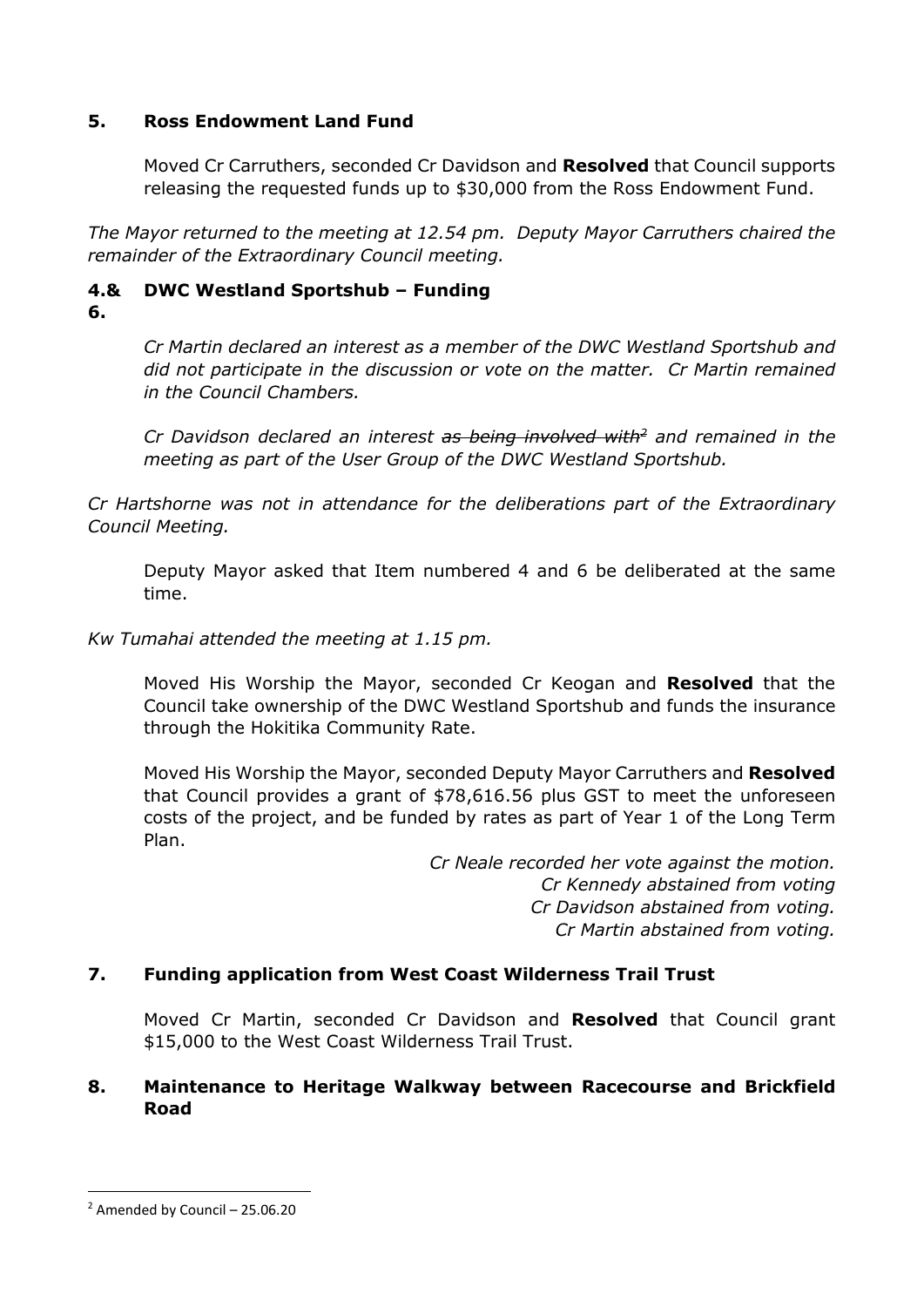## 5. Ross Endowment Land Fund

Moved Cr Carruthers, seconded Cr Davidson and **Resolved** that Council supports releasing the requested funds up to $30,000 from the Ross Endowment Fund.

*The Mayor returned to the meeting at 12.54 pm. Deputy Mayor Carruthers chaired the remainder of the Extraordinary Council meeting.*

## 4.& 6. DWC Westland Sportshub – Funding

*Cr Martin declared an interest as a member of the DWC Westland Sportshub and did not participate in the discussion or vote on the matter. Cr Martin remained in the Council Chambers.*

*Cr Davidson declared an interest ~~as being involved with~~[2] and remained in the meeting as part of the User Group of the DWC Westland Sportshub.*

*Cr Hartshorne was not in attendance for the deliberations part of the Extraordinary Council Meeting.*

Deputy Mayor asked that Item numbered 4 and 6 be deliberated at the same time.

*Kw Tumahai attended the meeting at 1.15 pm.*

Moved His Worship the Mayor, seconded Cr Keogan and **Resolved** that the Council take ownership of the DWC Westland Sportshub and funds the insurance through the Hokitika Community Rate.

Moved His Worship the Mayor, seconded Deputy Mayor Carruthers and **Resolved** that Council provides a grant of $78,616.56 plus GST to meet the unforeseen costs of the project, and be funded by rates as part of Year 1 of the Long Term Plan.

*Cr Neale recorded her vote against the motion.*
*Cr Kennedy abstained from voting*
*Cr Davidson abstained from voting.*
*Cr Martin abstained from voting.*

## 7. Funding application from West Coast Wilderness Trail Trust

Moved Cr Martin, seconded Cr Davidson and **Resolved** that Council grant $15,000 to the West Coast Wilderness Trail Trust.

## 8. Maintenance to Heritage Walkway between Racecourse and Brickfield Road

---

[2] Amended by Council – 25.06.20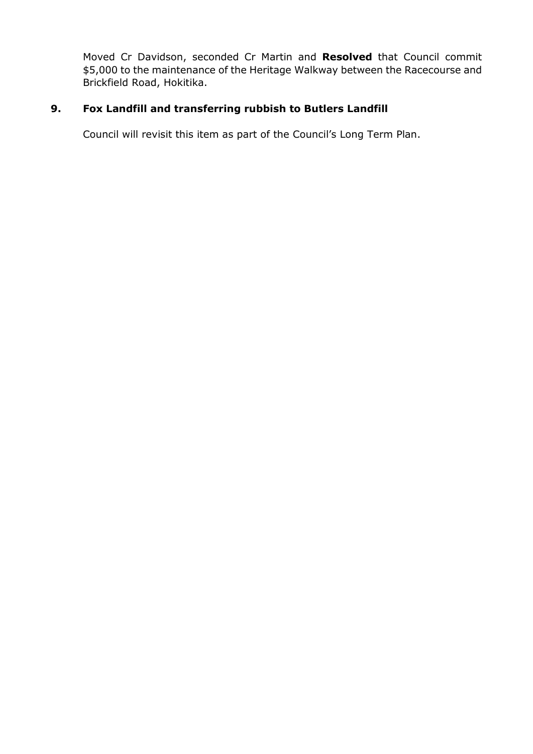Moved Cr Davidson, seconded Cr Martin and **Resolved** that Council commit $5,000 to the maintenance of the Heritage Walkway between the Racecourse and Brickfield Road, Hokitika.

## 9. Fox Landfill and transferring rubbish to Butlers Landfill

Council will revisit this item as part of the Council's Long Term Plan.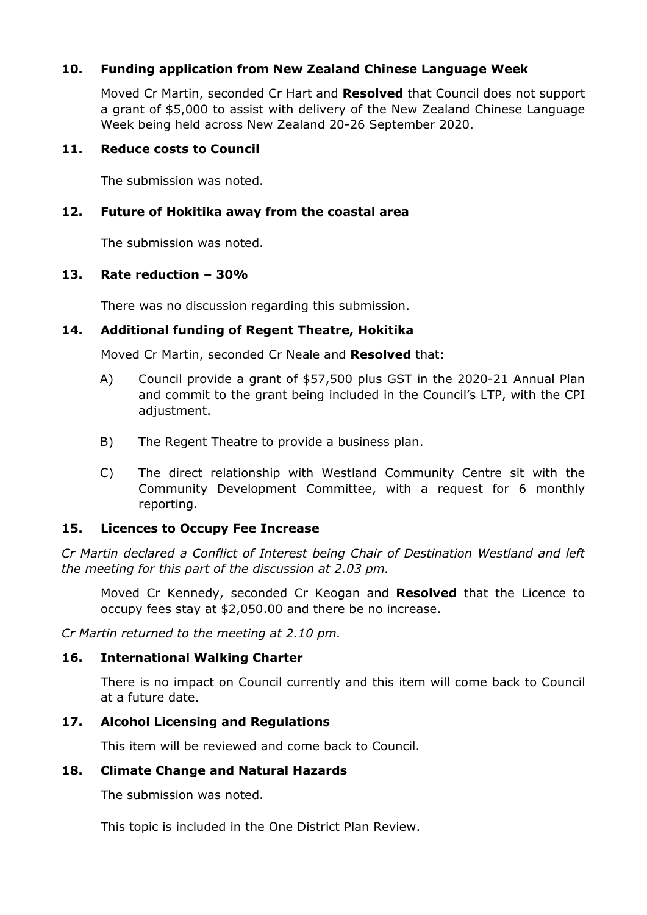## 10. Funding application from New Zealand Chinese Language Week

Moved Cr Martin, seconded Cr Hart and **Resolved** that Council does not support a grant of $5,000 to assist with delivery of the New Zealand Chinese Language Week being held across New Zealand 20-26 September 2020.

## 11. Reduce costs to Council

The submission was noted.

## 12. Future of Hokitika away from the coastal area

The submission was noted.

## 13. Rate reduction – 30%

There was no discussion regarding this submission.

## 14. Additional funding of Regent Theatre, Hokitika

Moved Cr Martin, seconded Cr Neale and **Resolved** that:

A) Council provide a grant of $57,500 plus GST in the 2020-21 Annual Plan and commit to the grant being included in the Council's LTP, with the CPI adjustment.

B) The Regent Theatre to provide a business plan.

C) The direct relationship with Westland Community Centre sit with the Community Development Committee, with a request for 6 monthly reporting.

## 15. Licences to Occupy Fee Increase

*Cr Martin declared a Conflict of Interest being Chair of Destination Westland and left the meeting for this part of the discussion at 2.03 pm.*

Moved Cr Kennedy, seconded Cr Keogan and **Resolved** that the Licence to occupy fees stay at $2,050.00 and there be no increase.

*Cr Martin returned to the meeting at 2.10 pm.*

## 16. International Walking Charter

There is no impact on Council currently and this item will come back to Council at a future date.

## 17. Alcohol Licensing and Regulations

This item will be reviewed and come back to Council.

## 18. Climate Change and Natural Hazards

The submission was noted.

This topic is included in the One District Plan Review.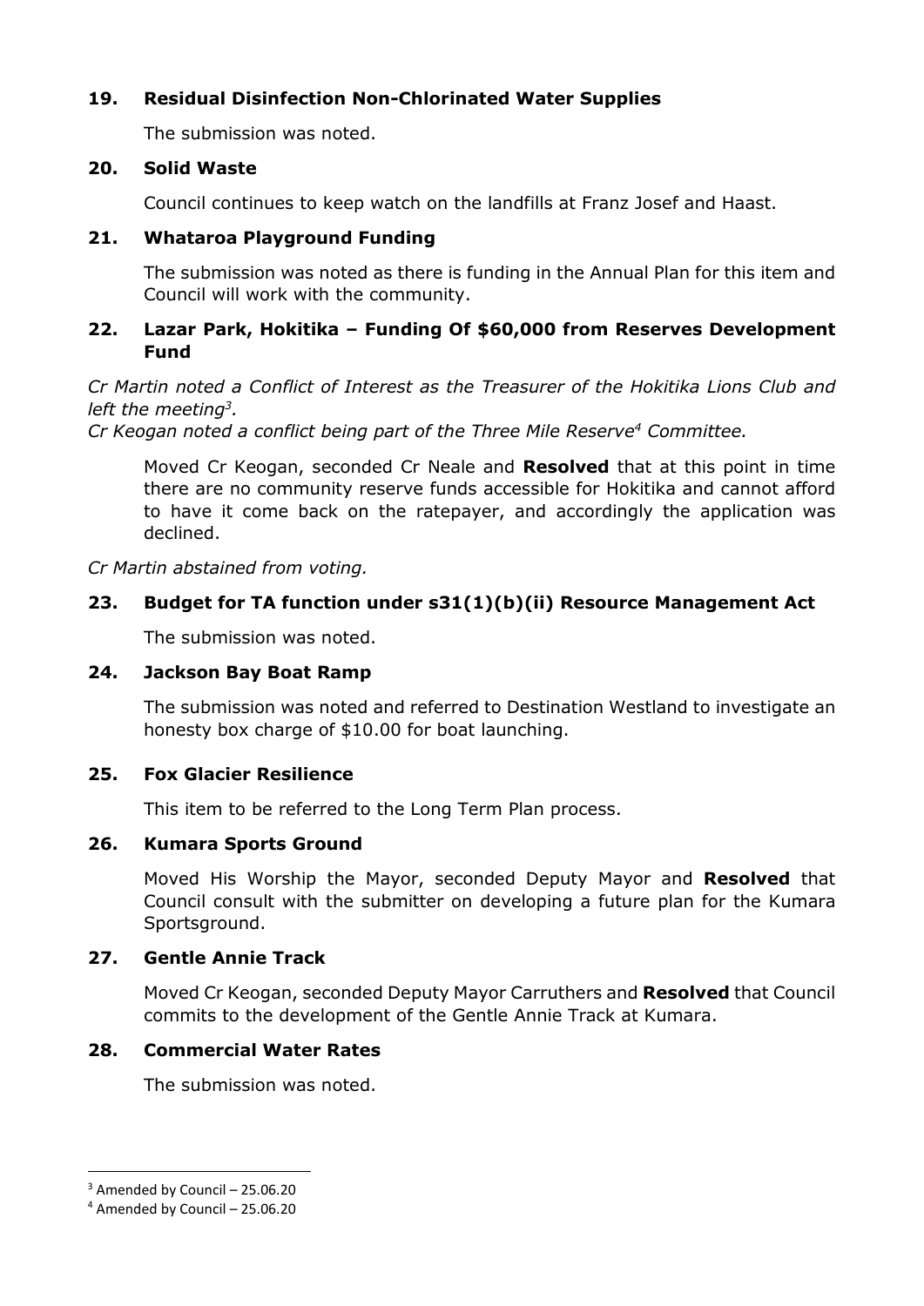## 19. Residual Disinfection Non-Chlorinated Water Supplies

The submission was noted.

## 20. Solid Waste

Council continues to keep watch on the landfills at Franz Josef and Haast.

## 21. Whataroa Playground Funding

The submission was noted as there is funding in the Annual Plan for this item and Council will work with the community.

## 22. Lazar Park, Hokitika – Funding Of $60,000 from Reserves Development Fund

*Cr Martin noted a Conflict of Interest as the Treasurer of the Hokitika Lions Club and left the meeting[3].*

*Cr Keogan noted a conflict being part of the Three Mile Reserve[4] Committee.*

Moved Cr Keogan, seconded Cr Neale and **Resolved** that at this point in time there are no community reserve funds accessible for Hokitika and cannot afford to have it come back on the ratepayer, and accordingly the application was declined.

*Cr Martin abstained from voting.*

## 23. Budget for TA function under s31(1)(b)(ii) Resource Management Act

The submission was noted.

## 24. Jackson Bay Boat Ramp

The submission was noted and referred to Destination Westland to investigate an honesty box charge of $10.00 for boat launching.

## 25. Fox Glacier Resilience

This item to be referred to the Long Term Plan process.

## 26. Kumara Sports Ground

Moved His Worship the Mayor, seconded Deputy Mayor and **Resolved** that Council consult with the submitter on developing a future plan for the Kumara Sportsground.

## 27. Gentle Annie Track

Moved Cr Keogan, seconded Deputy Mayor Carruthers and **Resolved** that Council commits to the development of the Gentle Annie Track at Kumara.

## 28. Commercial Water Rates

The submission was noted.

---

[3] Amended by Council – 25.06.20

[4] Amended by Council – 25.06.20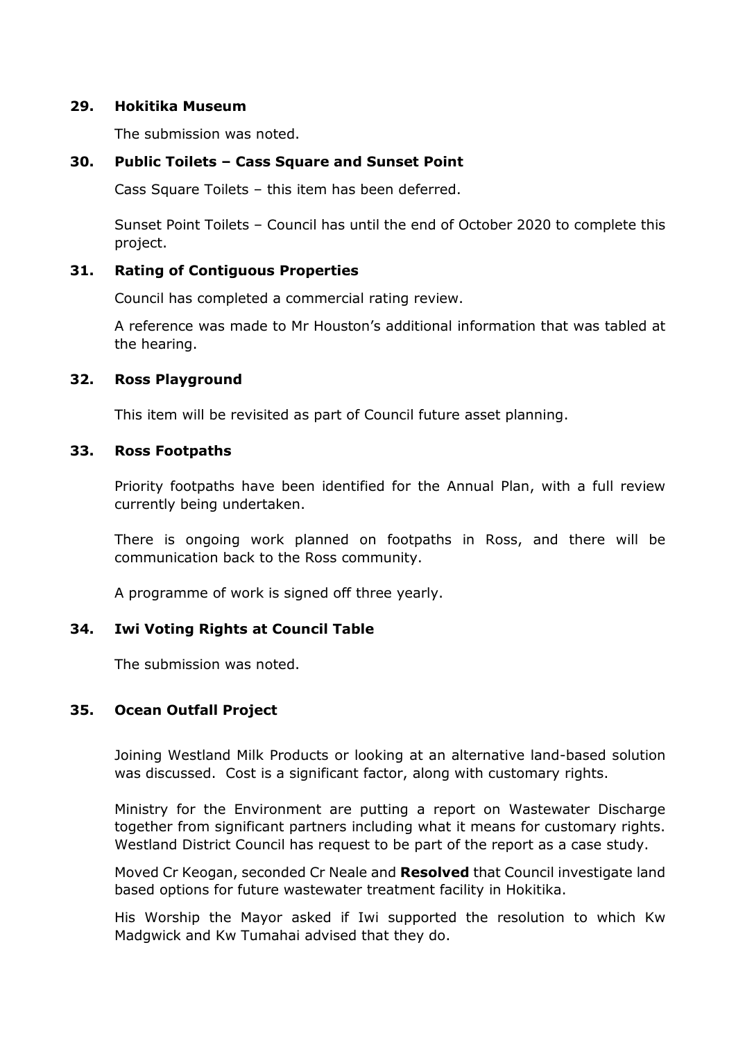### 29. Hokitika Museum

The submission was noted.

### 30. Public Toilets – Cass Square and Sunset Point

Cass Square Toilets – this item has been deferred.

Sunset Point Toilets – Council has until the end of October 2020 to complete this project.

### 31. Rating of Contiguous Properties

Council has completed a commercial rating review.

A reference was made to Mr Houston's additional information that was tabled at the hearing.

### 32. Ross Playground

This item will be revisited as part of Council future asset planning.

### 33. Ross Footpaths

Priority footpaths have been identified for the Annual Plan, with a full review currently being undertaken.

There is ongoing work planned on footpaths in Ross, and there will be communication back to the Ross community.

A programme of work is signed off three yearly.

### 34. Iwi Voting Rights at Council Table

The submission was noted.

### 35. Ocean Outfall Project

Joining Westland Milk Products or looking at an alternative land-based solution was discussed. Cost is a significant factor, along with customary rights.

Ministry for the Environment are putting a report on Wastewater Discharge together from significant partners including what it means for customary rights. Westland District Council has request to be part of the report as a case study.

Moved Cr Keogan, seconded Cr Neale and **Resolved** that Council investigate land based options for future wastewater treatment facility in Hokitika.

His Worship the Mayor asked if Iwi supported the resolution to which Kw Madgwick and Kw Tumahai advised that they do.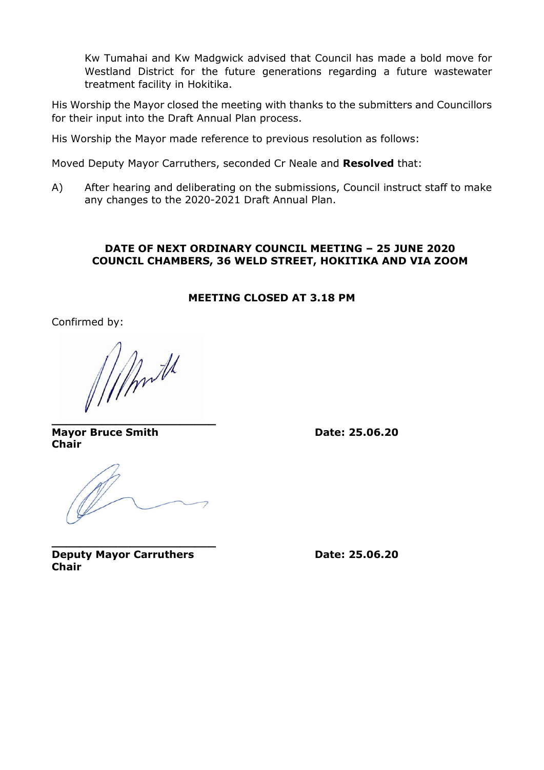Kw Tumahai and Kw Madgwick advised that Council has made a bold move for Westland District for the future generations regarding a future wastewater treatment facility in Hokitika.

His Worship the Mayor closed the meeting with thanks to the submitters and Councillors for their input into the Draft Annual Plan process.

His Worship the Mayor made reference to previous resolution as follows:

Moved Deputy Mayor Carruthers, seconded Cr Neale and **Resolved** that:

A) After hearing and deliberating on the submissions, Council instruct staff to make any changes to the 2020-2021 Draft Annual Plan.

**DATE OF NEXT ORDINARY COUNCIL MEETING – 25 JUNE 2020**
**COUNCIL CHAMBERS, 36 WELD STREET, HOKITIKA AND VIA ZOOM**

**MEETING CLOSED AT 3.18 PM**

Confirmed by:

______________________________

**Mayor Bruce Smith**
**Chair**

**Date: 25.06.20**

______________________________

**Deputy Mayor Carruthers**
**Chair**

**Date: 25.06.20**